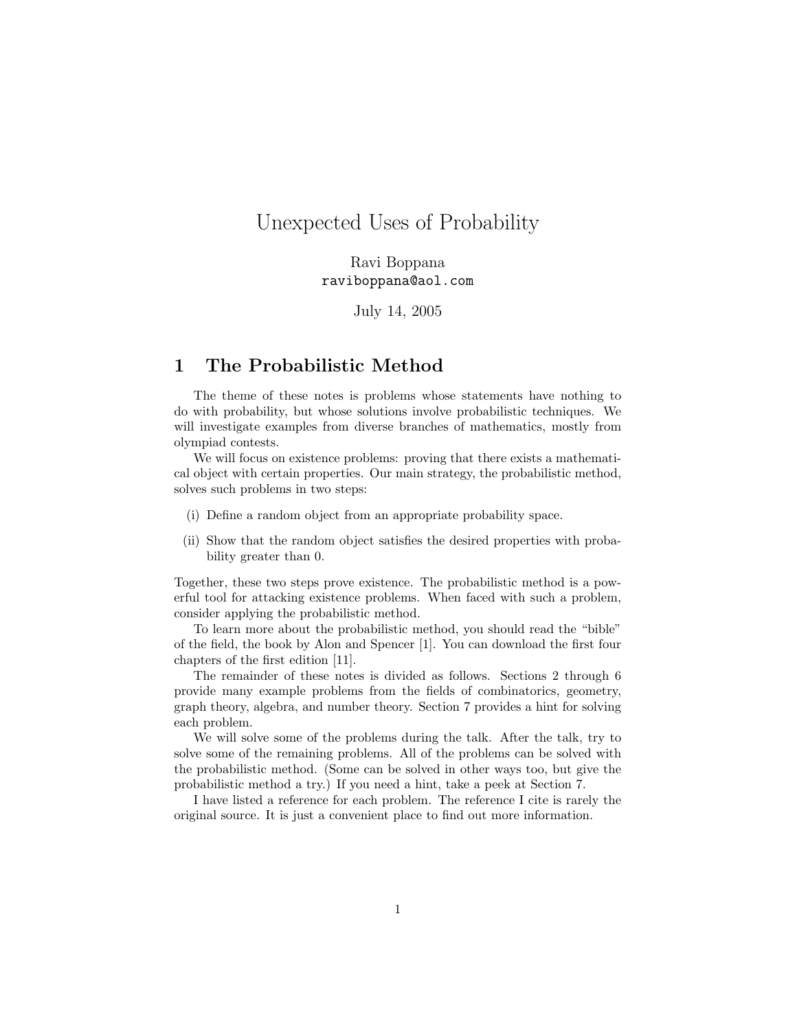# Unexpected Uses of Probability

Ravi Boppana
`raviboppana@aol.com`

July 14, 2005

## 1 The Probabilistic Method

The theme of these notes is problems whose statements have nothing to do with probability, but whose solutions involve probabilistic techniques. We will investigate examples from diverse branches of mathematics, mostly from olympiad contests.

We will focus on existence problems: proving that there exists a mathematical object with certain properties. Our main strategy, the probabilistic method, solves such problems in two steps:

(i) Define a random object from an appropriate probability space.

(ii) Show that the random object satisfies the desired properties with probability greater than 0.

Together, these two steps prove existence. The probabilistic method is a powerful tool for attacking existence problems. When faced with such a problem, consider applying the probabilistic method.

To learn more about the probabilistic method, you should read the "bible" of the field, the book by Alon and Spencer [1]. You can download the first four chapters of the first edition [11].

The remainder of these notes is divided as follows. Sections 2 through 6 provide many example problems from the fields of combinatorics, geometry, graph theory, algebra, and number theory. Section 7 provides a hint for solving each problem.

We will solve some of the problems during the talk. After the talk, try to solve some of the remaining problems. All of the problems can be solved with the probabilistic method. (Some can be solved in other ways too, but give the probabilistic method a try.) If you need a hint, take a peek at Section 7.

I have listed a reference for each problem. The reference I cite is rarely the original source. It is just a convenient place to find out more information.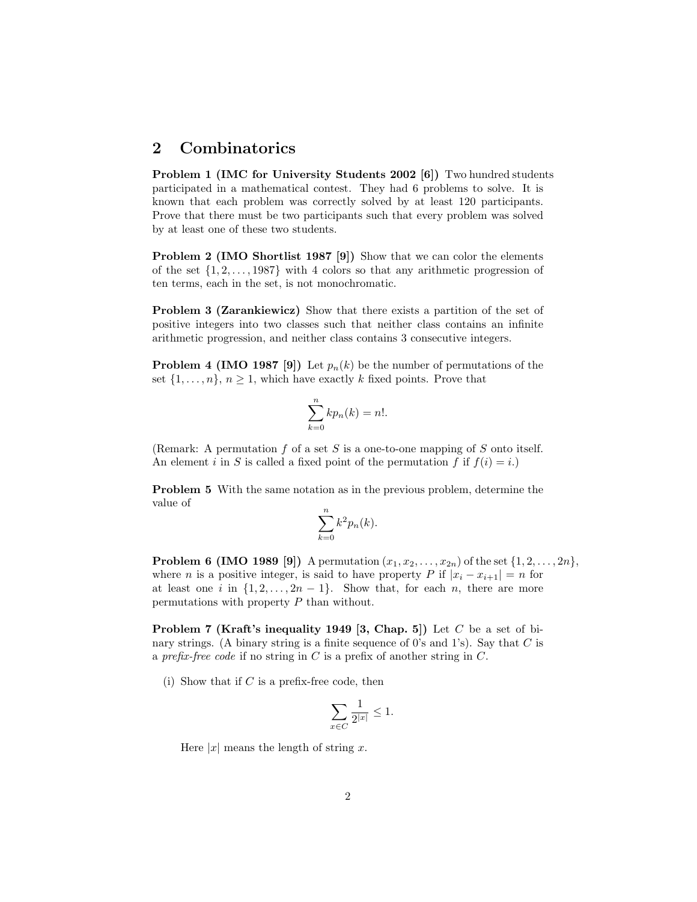## 2 Combinatorics

**Problem 1 (IMC for University Students 2002 [6])** Two hundred students participated in a mathematical contest. They had 6 problems to solve. It is known that each problem was correctly solved by at least 120 participants. Prove that there must be two participants such that every problem was solved by at least one of these two students.

**Problem 2 (IMO Shortlist 1987 [9])** Show that we can color the elements of the set $\{1, 2, \ldots, 1987\}$ with 4 colors so that any arithmetic progression of ten terms, each in the set, is not monochromatic.

**Problem 3 (Zarankiewicz)** Show that there exists a partition of the set of positive integers into two classes such that neither class contains an infinite arithmetic progression, and neither class contains 3 consecutive integers.

**Problem 4 (IMO 1987 [9])** Let $p_n(k)$ be the number of permutations of the set $\{1, \ldots, n\}$, $n \geq 1$, which have exactly $k$ fixed points. Prove that

$$\sum_{k=0}^{n} k p_n(k) = n!.$$

(Remark: A permutation $f$ of a set $S$ is a one-to-one mapping of $S$ onto itself. An element $i$ in $S$ is called a fixed point of the permutation $f$ if $f(i) = i$.)

**Problem 5** With the same notation as in the previous problem, determine the value of

$$\sum_{k=0}^{n} k^2 p_n(k).$$

**Problem 6 (IMO 1989 [9])** A permutation $(x_1, x_2, \ldots, x_{2n})$ of the set $\{1, 2, \ldots, 2n\}$, where $n$ is a positive integer, is said to have property $P$ if $|x_i - x_{i+1}| = n$ for at least one $i$ in $\{1, 2, \ldots, 2n - 1\}$. Show that, for each $n$, there are more permutations with property $P$ than without.

**Problem 7 (Kraft's inequality 1949 [3, Chap. 5])** Let $C$ be a set of binary strings. (A binary string is a finite sequence of 0's and 1's). Say that $C$ is a *prefix-free code* if no string in $C$ is a prefix of another string in $C$.

(i) Show that if $C$ is a prefix-free code, then

$$\sum_{x \in C} \frac{1}{2^{|x|}} \leq 1.$$

Here $|x|$ means the length of string $x$.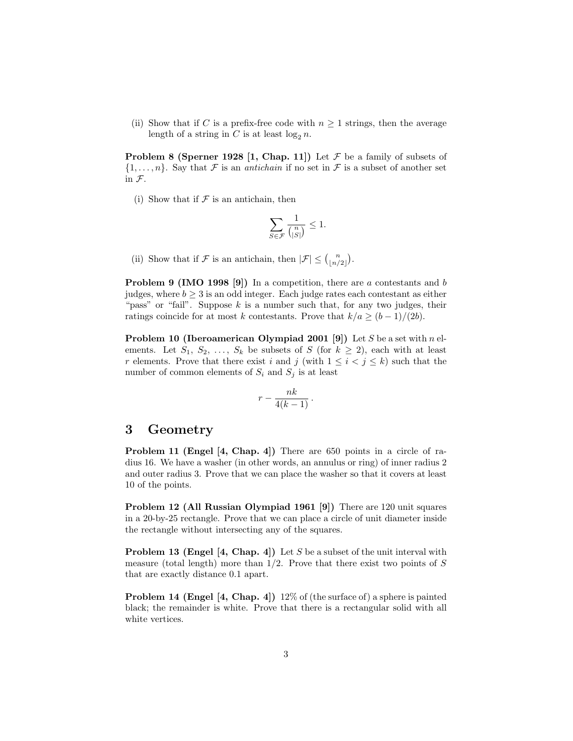(ii) Show that if $C$ is a prefix-free code with $n \geq 1$ strings, then the average length of a string in $C$ is at least $\log_2 n$.

**Problem 8 (Sperner 1928 [1, Chap. 11])** Let $\mathcal{F}$ be a family of subsets of $\{1, \ldots, n\}$. Say that $\mathcal{F}$ is an *antichain* if no set in $\mathcal{F}$ is a subset of another set in $\mathcal{F}$.

(i) Show that if $\mathcal{F}$ is an antichain, then

$$\sum_{S \in \mathcal{F}} \frac{1}{\binom{n}{|S|}} \leq 1.$$

(ii) Show that if $\mathcal{F}$ is an antichain, then $|\mathcal{F}| \leq \binom{n}{\lfloor n/2 \rfloor}$.

**Problem 9 (IMO 1998 [9])** In a competition, there are $a$ contestants and $b$ judges, where $b \geq 3$ is an odd integer. Each judge rates each contestant as either "pass" or "fail". Suppose $k$ is a number such that, for any two judges, their ratings coincide for at most $k$ contestants. Prove that $k/a \geq (b-1)/(2b)$.

**Problem 10 (Iberoamerican Olympiad 2001 [9])** Let $S$ be a set with $n$ elements. Let $S_1, S_2, \ldots, S_k$ be subsets of $S$ (for $k \geq 2$), each with at least $r$ elements. Prove that there exist $i$ and $j$ (with $1 \leq i < j \leq k$) such that the number of common elements of $S_i$ and $S_j$ is at least

$$r - \frac{nk}{4(k-1)}.$$

## 3 Geometry

**Problem 11 (Engel [4, Chap. 4])** There are 650 points in a circle of radius 16. We have a washer (in other words, an annulus or ring) of inner radius 2 and outer radius 3. Prove that we can place the washer so that it covers at least 10 of the points.

**Problem 12 (All Russian Olympiad 1961 [9])** There are 120 unit squares in a 20-by-25 rectangle. Prove that we can place a circle of unit diameter inside the rectangle without intersecting any of the squares.

**Problem 13 (Engel [4, Chap. 4])** Let $S$ be a subset of the unit interval with measure (total length) more than $1/2$. Prove that there exist two points of $S$ that are exactly distance 0.1 apart.

**Problem 14 (Engel [4, Chap. 4])** 12% of (the surface of) a sphere is painted black; the remainder is white. Prove that there is a rectangular solid with all white vertices.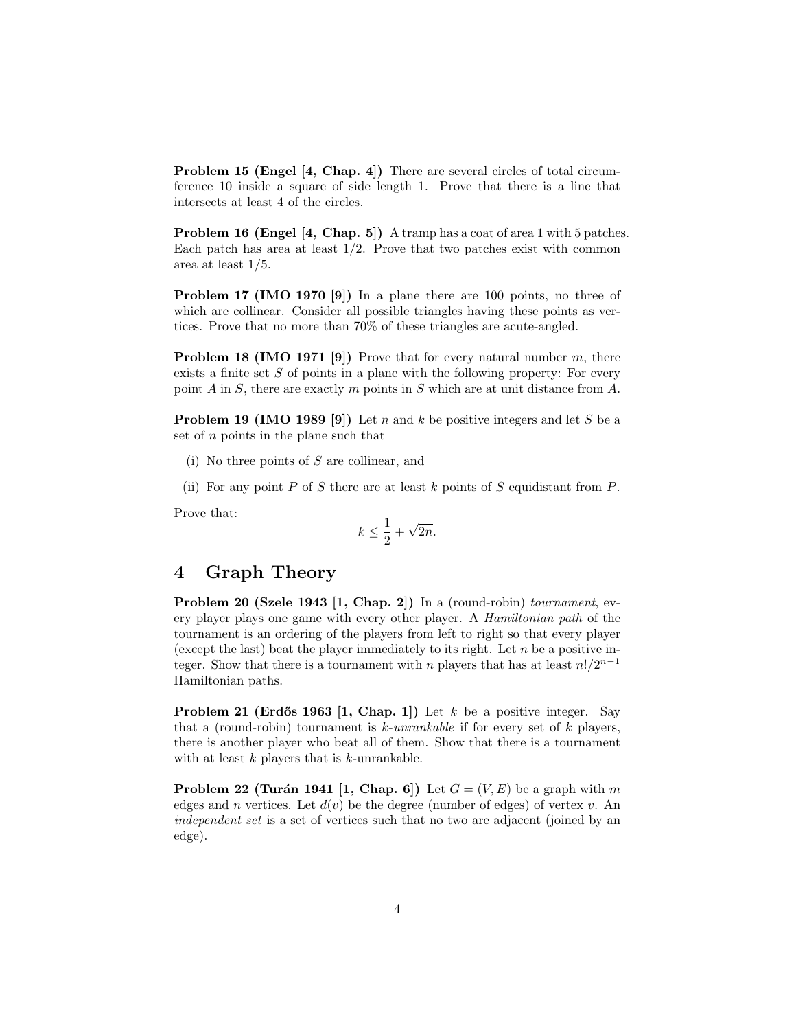**Problem 15 (Engel [4, Chap. 4])** There are several circles of total circumference 10 inside a square of side length 1. Prove that there is a line that intersects at least 4 of the circles.

**Problem 16 (Engel [4, Chap. 5])** A tramp has a coat of area 1 with 5 patches. Each patch has area at least 1/2. Prove that two patches exist with common area at least 1/5.

**Problem 17 (IMO 1970 [9])** In a plane there are 100 points, no three of which are collinear. Consider all possible triangles having these points as vertices. Prove that no more than 70% of these triangles are acute-angled.

**Problem 18 (IMO 1971 [9])** Prove that for every natural number $m$, there exists a finite set $S$ of points in a plane with the following property: For every point $A$ in $S$, there are exactly $m$ points in $S$ which are at unit distance from $A$.

**Problem 19 (IMO 1989 [9])** Let $n$ and $k$ be positive integers and let $S$ be a set of $n$ points in the plane such that

(i) No three points of $S$ are collinear, and

(ii) For any point $P$ of $S$ there are at least $k$ points of $S$ equidistant from $P$.

Prove that:

$$k \leq \frac{1}{2} + \sqrt{2n}.$$

# 4 Graph Theory

**Problem 20 (Szele 1943 [1, Chap. 2])** In a (round-robin) *tournament*, every player plays one game with every other player. A *Hamiltonian path* of the tournament is an ordering of the players from left to right so that every player (except the last) beat the player immediately to its right. Let $n$ be a positive integer. Show that there is a tournament with $n$ players that has at least $n!/2^{n-1}$ Hamiltonian paths.

**Problem 21 (Erdős 1963 [1, Chap. 1])** Let $k$ be a positive integer. Say that a (round-robin) tournament is *$k$-unrankable* if for every set of $k$ players, there is another player who beat all of them. Show that there is a tournament with at least $k$ players that is $k$-unrankable.

**Problem 22 (Turán 1941 [1, Chap. 6])** Let $G = (V, E)$ be a graph with $m$ edges and $n$ vertices. Let $d(v)$ be the degree (number of edges) of vertex $v$. An *independent set* is a set of vertices such that no two are adjacent (joined by an edge).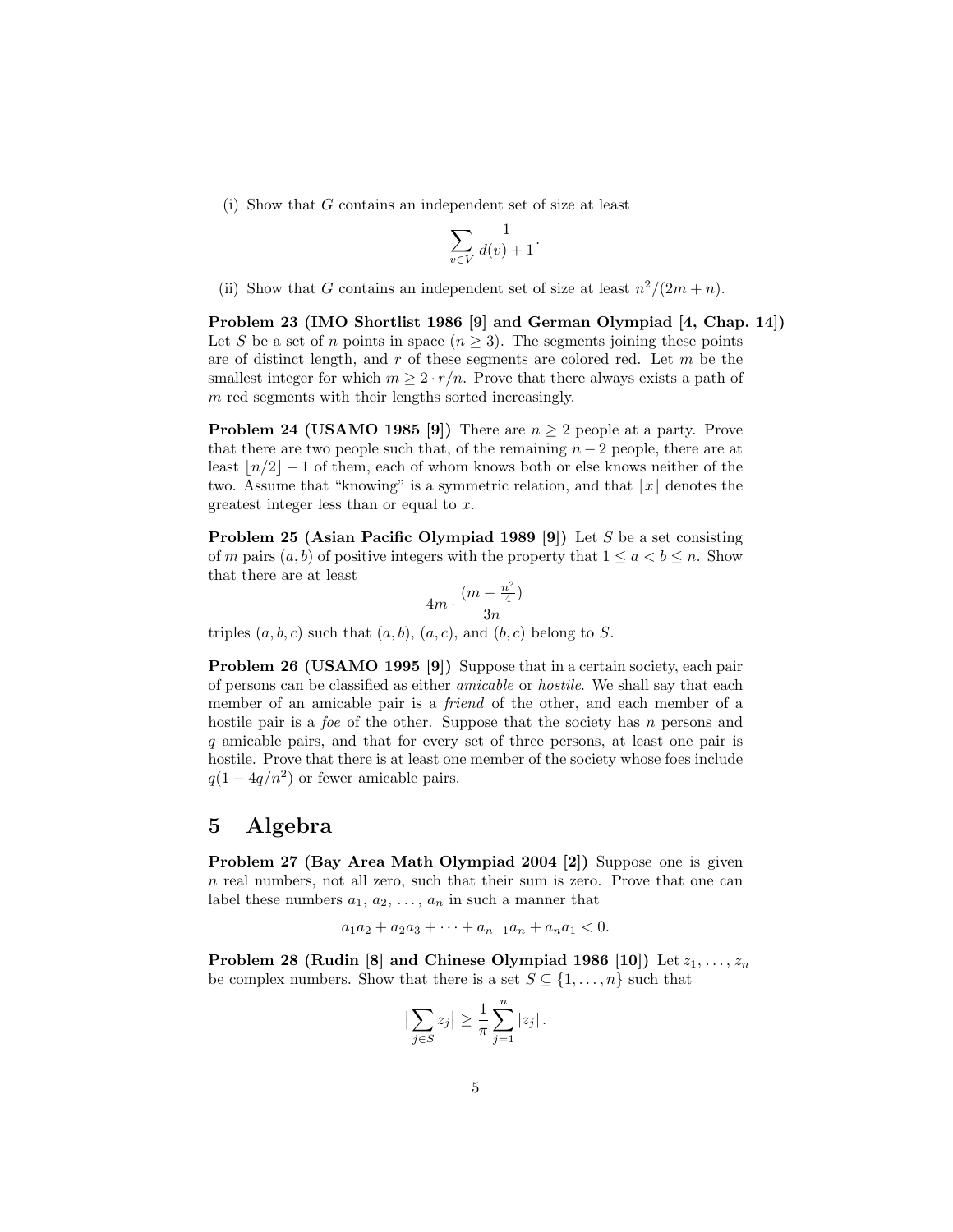(i) Show that $G$ contains an independent set of size at least

$$\sum_{v \in V} \frac{1}{d(v)+1}.$$

(ii) Show that $G$ contains an independent set of size at least $n^2/(2m+n)$.

**Problem 23 (IMO Shortlist 1986 [9] and German Olympiad [4, Chap. 14])** Let $S$ be a set of $n$ points in space ($n \geq 3$). The segments joining these points are of distinct length, and $r$ of these segments are colored red. Let $m$ be the smallest integer for which $m \geq 2 \cdot r/n$. Prove that there always exists a path of $m$ red segments with their lengths sorted increasingly.

**Problem 24 (USAMO 1985 [9])** There are $n \geq 2$ people at a party. Prove that there are two people such that, of the remaining $n-2$ people, there are at least $\lfloor n/2 \rfloor - 1$ of them, each of whom knows both or else knows neither of the two. Assume that "knowing" is a symmetric relation, and that $\lfloor x \rfloor$ denotes the greatest integer less than or equal to $x$.

**Problem 25 (Asian Pacific Olympiad 1989 [9])** Let $S$ be a set consisting of $m$ pairs $(a,b)$ of positive integers with the property that $1 \leq a < b \leq n$. Show that there are at least

$$4m \cdot \frac{(m - \frac{n^2}{4})}{3n}$$

triples $(a,b,c)$ such that $(a,b)$, $(a,c)$, and $(b,c)$ belong to $S$.

**Problem 26 (USAMO 1995 [9])** Suppose that in a certain society, each pair of persons can be classified as either *amicable* or *hostile*. We shall say that each member of an amicable pair is a *friend* of the other, and each member of a hostile pair is a *foe* of the other. Suppose that the society has $n$ persons and $q$ amicable pairs, and that for every set of three persons, at least one pair is hostile. Prove that there is at least one member of the society whose foes include $q(1-4q/n^2)$ or fewer amicable pairs.

# 5 Algebra

**Problem 27 (Bay Area Math Olympiad 2004 [2])** Suppose one is given $n$ real numbers, not all zero, such that their sum is zero. Prove that one can label these numbers $a_1, a_2, \ldots, a_n$ in such a manner that

$$a_1a_2 + a_2a_3 + \cdots + a_{n-1}a_n + a_na_1 < 0.$$

**Problem 28 (Rudin [8] and Chinese Olympiad 1986 [10])** Let $z_1, \ldots, z_n$ be complex numbers. Show that there is a set $S \subseteq \{1, \ldots, n\}$ such that

$$\Big|\sum_{j \in S} z_j\Big| \geq \frac{1}{\pi} \sum_{j=1}^{n} |z_j|\,.$$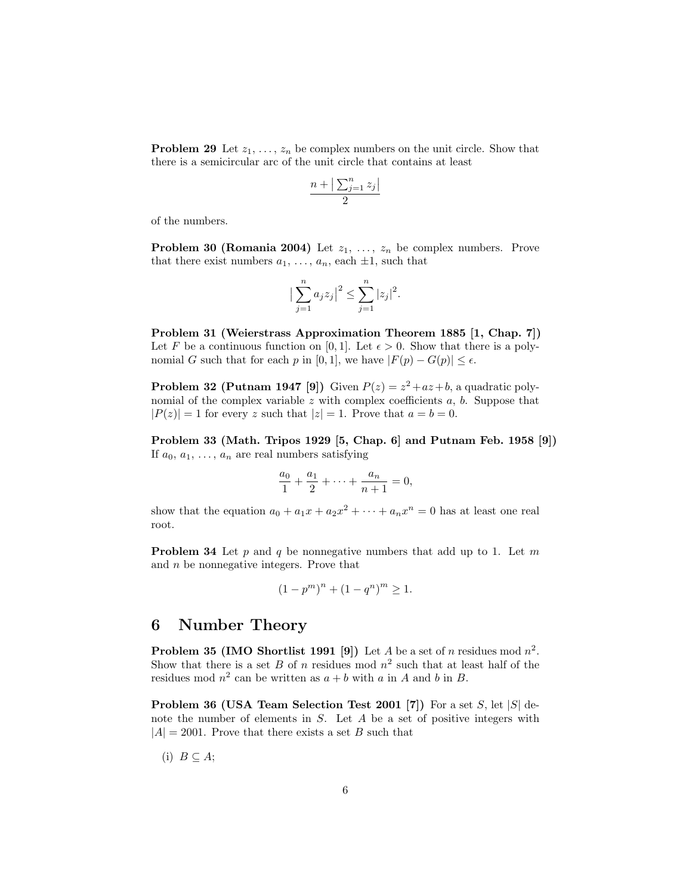**Problem 29** Let $z_1, \ldots, z_n$ be complex numbers on the unit circle. Show that there is a semicircular arc of the unit circle that contains at least

$$\frac{n + \left|\sum_{j=1}^{n} z_j\right|}{2}$$

of the numbers.

**Problem 30 (Romania 2004)** Let $z_1, \ldots, z_n$ be complex numbers. Prove that there exist numbers $a_1, \ldots, a_n$, each $\pm 1$, such that

$$\left|\sum_{j=1}^{n} a_j z_j\right|^2 \leq \sum_{j=1}^{n} |z_j|^2.$$

**Problem 31 (Weierstrass Approximation Theorem 1885 [1, Chap. 7])** Let $F$ be a continuous function on $[0, 1]$. Let $\epsilon > 0$. Show that there is a polynomial $G$ such that for each $p$ in $[0, 1]$, we have $|F(p) - G(p)| \leq \epsilon$.

**Problem 32 (Putnam 1947 [9])** Given $P(z) = z^2 + az + b$, a quadratic polynomial of the complex variable $z$ with complex coefficients $a$, $b$. Suppose that $|P(z)| = 1$ for every $z$ such that $|z| = 1$. Prove that $a = b = 0$.

**Problem 33 (Math. Tripos 1929 [5, Chap. 6] and Putnam Feb. 1958 [9])** If $a_0, a_1, \ldots, a_n$ are real numbers satisfying

$$\frac{a_0}{1} + \frac{a_1}{2} + \cdots + \frac{a_n}{n+1} = 0,$$

show that the equation $a_0 + a_1 x + a_2 x^2 + \cdots + a_n x^n = 0$ has at least one real root.

**Problem 34** Let $p$ and $q$ be nonnegative numbers that add up to 1. Let $m$ and $n$ be nonnegative integers. Prove that

$$(1 - p^m)^n + (1 - q^n)^m \geq 1.$$

## 6 Number Theory

**Problem 35 (IMO Shortlist 1991 [9])** Let $A$ be a set of $n$ residues mod $n^2$. Show that there is a set $B$ of $n$ residues mod $n^2$ such that at least half of the residues mod $n^2$ can be written as $a + b$ with $a$ in $A$ and $b$ in $B$.

**Problem 36 (USA Team Selection Test 2001 [7])** For a set $S$, let $|S|$ denote the number of elements in $S$. Let $A$ be a set of positive integers with $|A| = 2001$. Prove that there exists a set $B$ such that

(i) $B \subseteq A$;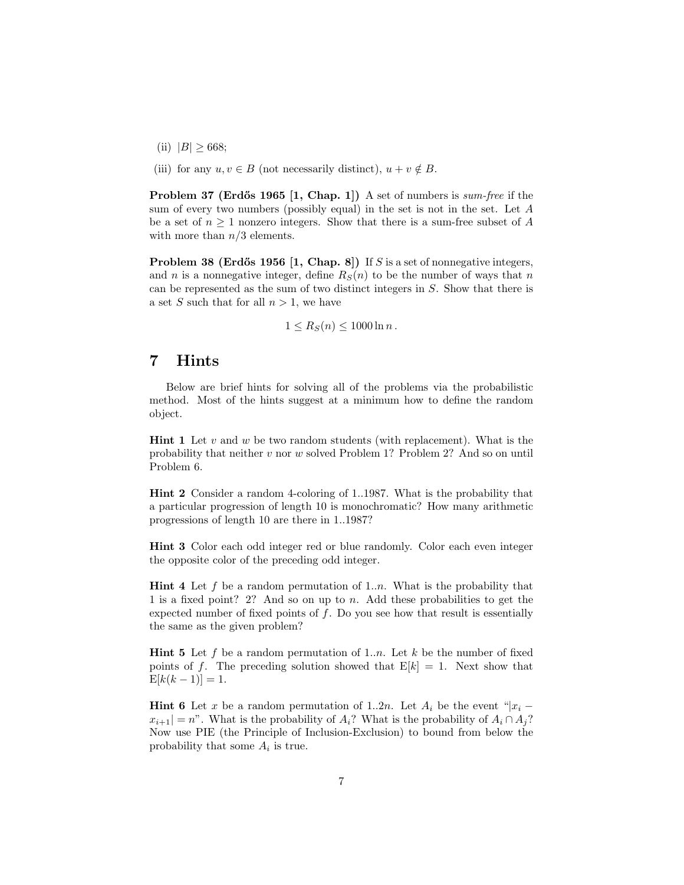(ii) $|B| \geq 668$;

(iii) for any $u, v \in B$ (not necessarily distinct), $u + v \notin B$.

**Problem 37 (Erdős 1965 [1, Chap. 1])** A set of numbers is *sum-free* if the sum of every two numbers (possibly equal) in the set is not in the set. Let $A$ be a set of $n \geq 1$ nonzero integers. Show that there is a sum-free subset of $A$ with more than $n/3$ elements.

**Problem 38 (Erdős 1956 [1, Chap. 8])** If $S$ is a set of nonnegative integers, and $n$ is a nonnegative integer, define $R_S(n)$ to be the number of ways that $n$ can be represented as the sum of two distinct integers in $S$. Show that there is a set $S$ such that for all $n > 1$, we have

$$1 \leq R_S(n) \leq 1000 \ln n \,.$$

# 7 Hints

Below are brief hints for solving all of the problems via the probabilistic method. Most of the hints suggest at a minimum how to define the random object.

**Hint 1** Let $v$ and $w$ be two random students (with replacement). What is the probability that neither $v$ nor $w$ solved Problem 1? Problem 2? And so on until Problem 6.

**Hint 2** Consider a random 4-coloring of 1..1987. What is the probability that a particular progression of length 10 is monochromatic? How many arithmetic progressions of length 10 are there in 1..1987?

**Hint 3** Color each odd integer red or blue randomly. Color each even integer the opposite color of the preceding odd integer.

**Hint 4** Let $f$ be a random permutation of $1..n$. What is the probability that 1 is a fixed point? 2? And so on up to $n$. Add these probabilities to get the expected number of fixed points of $f$. Do you see how that result is essentially the same as the given problem?

**Hint 5** Let $f$ be a random permutation of $1..n$. Let $k$ be the number of fixed points of $f$. The preceding solution showed that $\mathrm{E}[k] = 1$. Next show that $\mathrm{E}[k(k-1)] = 1$.

**Hint 6** Let $x$ be a random permutation of $1..2n$. Let $A_i$ be the event "$|x_i - x_{i+1}| = n$". What is the probability of $A_i$? What is the probability of $A_i \cap A_j$? Now use PIE (the Principle of Inclusion-Exclusion) to bound from below the probability that some $A_i$ is true.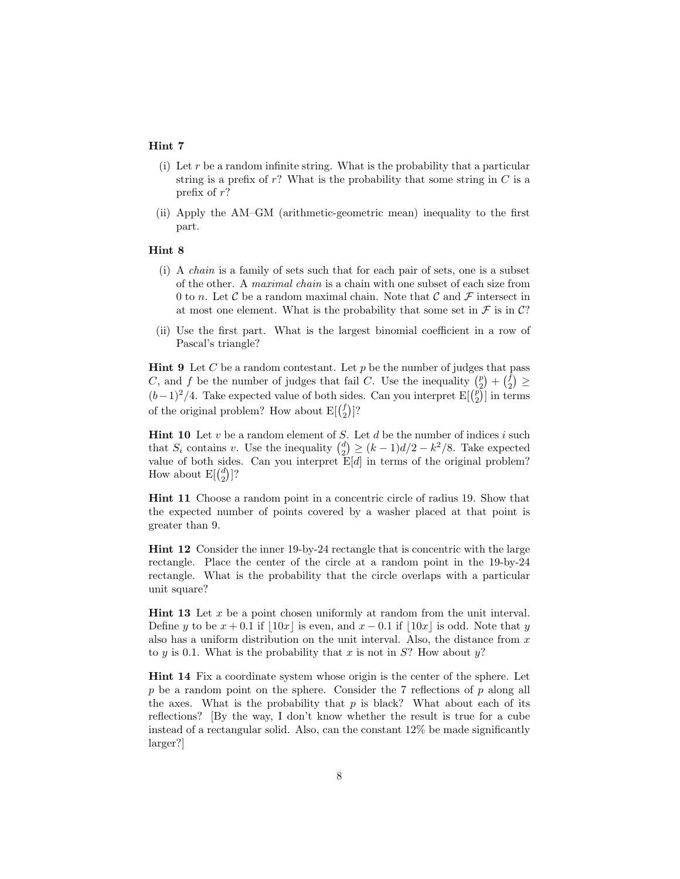**Hint 7**

(i) Let $r$ be a random infinite string. What is the probability that a particular string is a prefix of $r$? What is the probability that some string in $C$ is a prefix of $r$?

(ii) Apply the AM–GM (arithmetic-geometric mean) inequality to the first part.

**Hint 8**

(i) A *chain* is a family of sets such that for each pair of sets, one is a subset of the other. A *maximal chain* is a chain with one subset of each size from 0 to $n$. Let $\mathcal{C}$ be a random maximal chain. Note that $\mathcal{C}$ and $\mathcal{F}$ intersect in at most one element. What is the probability that some set in $\mathcal{F}$ is in $\mathcal{C}$?

(ii) Use the first part. What is the largest binomial coefficient in a row of Pascal's triangle?

**Hint 9** Let $C$ be a random contestant. Let $p$ be the number of judges that pass $C$, and $f$ be the number of judges that fail $C$. Use the inequality $\binom{p}{2} + \binom{f}{2} \geq (b-1)^2/4$. Take expected value of both sides. Can you interpret $\mathrm{E}[\binom{p}{2}]$ in terms of the original problem? How about $\mathrm{E}[\binom{f}{2}]$?

**Hint 10** Let $v$ be a random element of $S$. Let $d$ be the number of indices $i$ such that $S_i$ contains $v$. Use the inequality $\binom{d}{2} \geq (k-1)d/2 - k^2/8$. Take expected value of both sides. Can you interpret $\mathrm{E}[d]$ in terms of the original problem? How about $\mathrm{E}[\binom{d}{2}]$?

**Hint 11** Choose a random point in a concentric circle of radius 19. Show that the expected number of points covered by a washer placed at that point is greater than 9.

**Hint 12** Consider the inner 19-by-24 rectangle that is concentric with the large rectangle. Place the center of the circle at a random point in the 19-by-24 rectangle. What is the probability that the circle overlaps with a particular unit square?

**Hint 13** Let $x$ be a point chosen uniformly at random from the unit interval. Define $y$ to be $x + 0.1$ if $\lfloor 10x \rfloor$ is even, and $x - 0.1$ if $\lfloor 10x \rfloor$ is odd. Note that $y$ also has a uniform distribution on the unit interval. Also, the distance from $x$ to $y$ is 0.1. What is the probability that $x$ is not in $S$? How about $y$?

**Hint 14** Fix a coordinate system whose origin is the center of the sphere. Let $p$ be a random point on the sphere. Consider the 7 reflections of $p$ along all the axes. What is the probability that $p$ is black? What about each of its reflections? [By the way, I don't know whether the result is true for a cube instead of a rectangular solid. Also, can the constant 12% be made significantly larger?]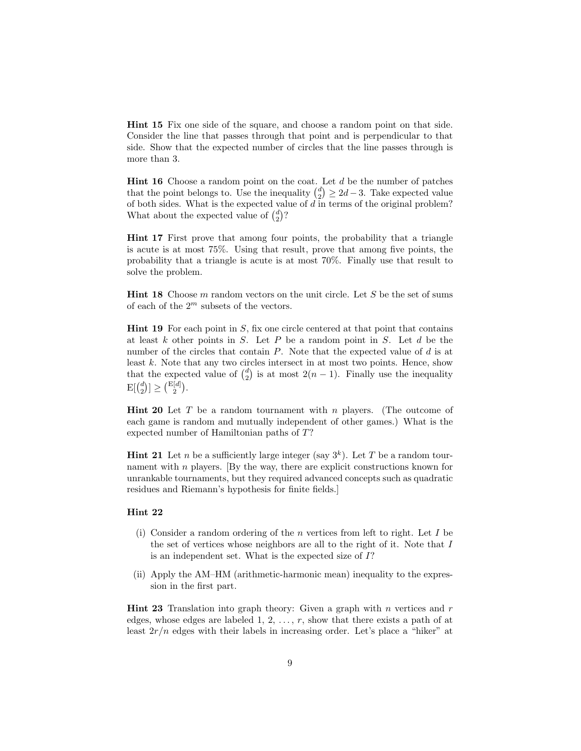**Hint 15** Fix one side of the square, and choose a random point on that side. Consider the line that passes through that point and is perpendicular to that side. Show that the expected number of circles that the line passes through is more than 3.

**Hint 16** Choose a random point on the coat. Let $d$ be the number of patches that the point belongs to. Use the inequality $\binom{d}{2} \geq 2d - 3$. Take expected value of both sides. What is the expected value of $d$ in terms of the original problem? What about the expected value of $\binom{d}{2}$?

**Hint 17** First prove that among four points, the probability that a triangle is acute is at most 75%. Using that result, prove that among five points, the probability that a triangle is acute is at most 70%. Finally use that result to solve the problem.

**Hint 18** Choose $m$ random vectors on the unit circle. Let $S$ be the set of sums of each of the $2^m$ subsets of the vectors.

**Hint 19** For each point in $S$, fix one circle centered at that point that contains at least $k$ other points in $S$. Let $P$ be a random point in $S$. Let $d$ be the number of the circles that contain $P$. Note that the expected value of $d$ is at least $k$. Note that any two circles intersect in at most two points. Hence, show that the expected value of $\binom{d}{2}$ is at most $2(n-1)$. Finally use the inequality $\mathrm{E}[\binom{d}{2}] \geq \binom{\mathrm{E}[d]}{2}$.

**Hint 20** Let $T$ be a random tournament with $n$ players. (The outcome of each game is random and mutually independent of other games.) What is the expected number of Hamiltonian paths of $T$?

**Hint 21** Let $n$ be a sufficiently large integer (say $3^k$). Let $T$ be a random tournament with $n$ players. [By the way, there are explicit constructions known for unrankable tournaments, but they required advanced concepts such as quadratic residues and Riemann's hypothesis for finite fields.]

**Hint 22**

(i) Consider a random ordering of the $n$ vertices from left to right. Let $I$ be the set of vertices whose neighbors are all to the right of it. Note that $I$ is an independent set. What is the expected size of $I$?

(ii) Apply the AM–HM (arithmetic-harmonic mean) inequality to the expression in the first part.

**Hint 23** Translation into graph theory: Given a graph with $n$ vertices and $r$ edges, whose edges are labeled 1, 2, ..., $r$, show that there exists a path of at least $2r/n$ edges with their labels in increasing order. Let's place a "hiker" at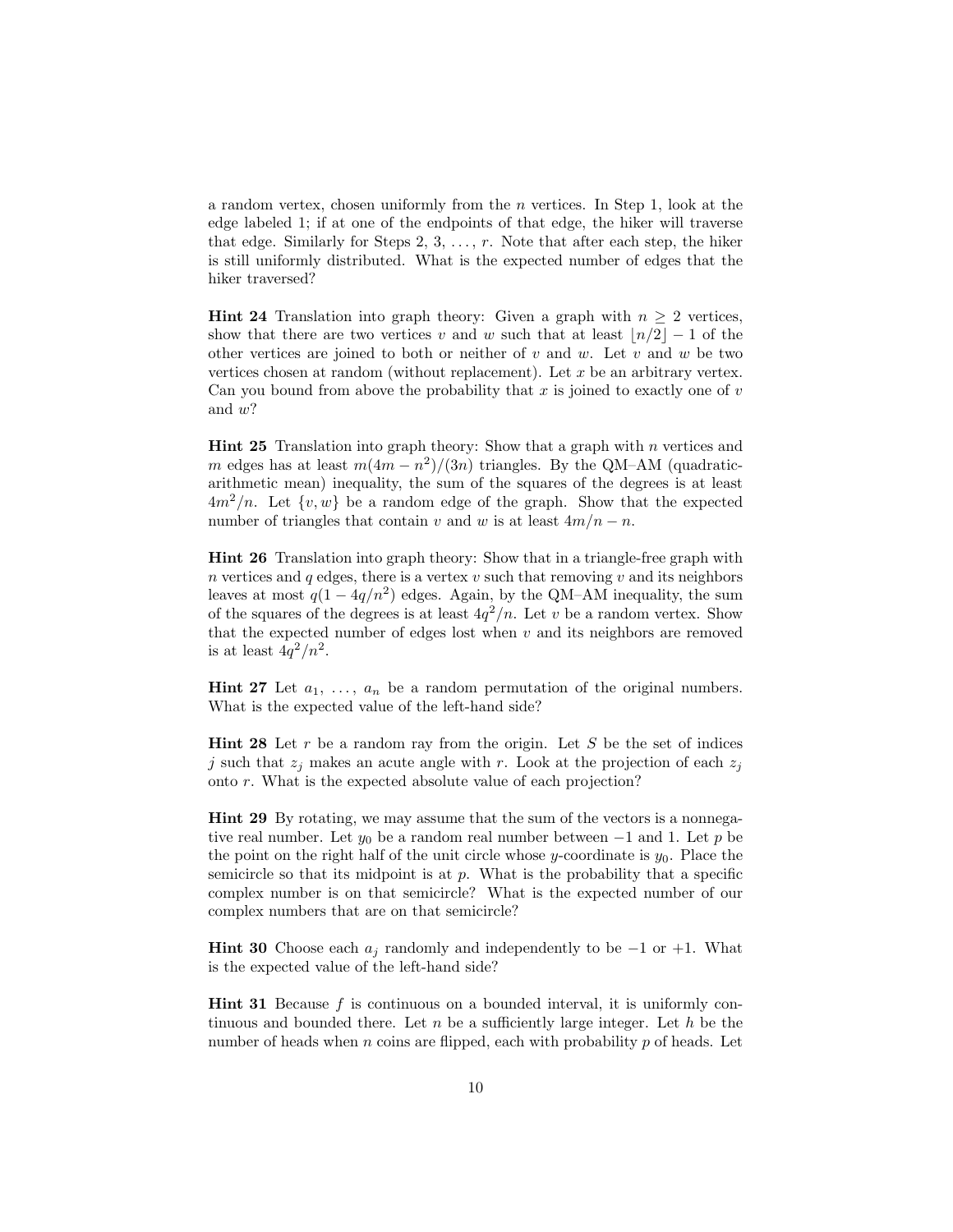a random vertex, chosen uniformly from the $n$ vertices. In Step 1, look at the edge labeled 1; if at one of the endpoints of that edge, the hiker will traverse that edge. Similarly for Steps 2, 3, $\ldots$, $r$. Note that after each step, the hiker is still uniformly distributed. What is the expected number of edges that the hiker traversed?

**Hint 24** Translation into graph theory: Given a graph with $n \geq 2$ vertices, show that there are two vertices $v$ and $w$ such that at least $\lfloor n/2 \rfloor - 1$ of the other vertices are joined to both or neither of $v$ and $w$. Let $v$ and $w$ be two vertices chosen at random (without replacement). Let $x$ be an arbitrary vertex. Can you bound from above the probability that $x$ is joined to exactly one of $v$ and $w$?

**Hint 25** Translation into graph theory: Show that a graph with $n$ vertices and $m$ edges has at least $m(4m - n^2)/(3n)$ triangles. By the QM–AM (quadratic-arithmetic mean) inequality, the sum of the squares of the degrees is at least $4m^2/n$. Let $\{v, w\}$ be a random edge of the graph. Show that the expected number of triangles that contain $v$ and $w$ is at least $4m/n - n$.

**Hint 26** Translation into graph theory: Show that in a triangle-free graph with $n$ vertices and $q$ edges, there is a vertex $v$ such that removing $v$ and its neighbors leaves at most $q(1 - 4q/n^2)$ edges. Again, by the QM–AM inequality, the sum of the squares of the degrees is at least $4q^2/n$. Let $v$ be a random vertex. Show that the expected number of edges lost when $v$ and its neighbors are removed is at least $4q^2/n^2$.

**Hint 27** Let $a_1, \ldots, a_n$ be a random permutation of the original numbers. What is the expected value of the left-hand side?

**Hint 28** Let $r$ be a random ray from the origin. Let $S$ be the set of indices $j$ such that $z_j$ makes an acute angle with $r$. Look at the projection of each $z_j$ onto $r$. What is the expected absolute value of each projection?

**Hint 29** By rotating, we may assume that the sum of the vectors is a nonnegative real number. Let $y_0$ be a random real number between $-1$ and 1. Let $p$ be the point on the right half of the unit circle whose $y$-coordinate is $y_0$. Place the semicircle so that its midpoint is at $p$. What is the probability that a specific complex number is on that semicircle? What is the expected number of our complex numbers that are on that semicircle?

**Hint 30** Choose each $a_j$ randomly and independently to be $-1$ or $+1$. What is the expected value of the left-hand side?

**Hint 31** Because $f$ is continuous on a bounded interval, it is uniformly continuous and bounded there. Let $n$ be a sufficiently large integer. Let $h$ be the number of heads when $n$ coins are flipped, each with probability $p$ of heads. Let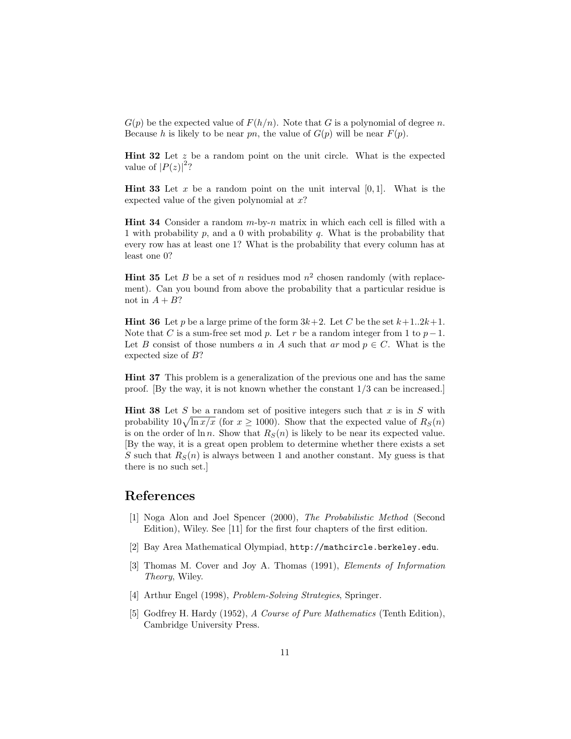$G(p)$ be the expected value of $F(h/n)$. Note that $G$ is a polynomial of degree $n$. Because $h$ is likely to be near $pn$, the value of $G(p)$ will be near $F(p)$.

**Hint 32** Let $z$ be a random point on the unit circle. What is the expected value of $|P(z)|^2$?

**Hint 33** Let $x$ be a random point on the unit interval $[0, 1]$. What is the expected value of the given polynomial at $x$?

**Hint 34** Consider a random $m$-by-$n$ matrix in which each cell is filled with a 1 with probability $p$, and a 0 with probability $q$. What is the probability that every row has at least one 1? What is the probability that every column has at least one 0?

**Hint 35** Let $B$ be a set of $n$ residues mod $n^2$ chosen randomly (with replacement). Can you bound from above the probability that a particular residue is not in $A + B$?

**Hint 36** Let $p$ be a large prime of the form $3k+2$. Let $C$ be the set $k+1..2k+1$. Note that $C$ is a sum-free set mod $p$. Let $r$ be a random integer from 1 to $p-1$. Let $B$ consist of those numbers $a$ in $A$ such that $ar \bmod p \in C$. What is the expected size of $B$?

**Hint 37** This problem is a generalization of the previous one and has the same proof. [By the way, it is not known whether the constant 1/3 can be increased.]

**Hint 38** Let $S$ be a random set of positive integers such that $x$ is in $S$ with probability $10\sqrt{\ln x/x}$ (for $x \geq 1000$). Show that the expected value of $R_S(n)$ is on the order of $\ln n$. Show that $R_S(n)$ is likely to be near its expected value. [By the way, it is a great open problem to determine whether there exists a set $S$ such that $R_S(n)$ is always between 1 and another constant. My guess is that there is no such set.]

## References

[1] Noga Alon and Joel Spencer (2000), *The Probabilistic Method* (Second Edition), Wiley. See [11] for the first four chapters of the first edition.

[2] Bay Area Mathematical Olympiad, `http://mathcircle.berkeley.edu`.

[3] Thomas M. Cover and Joy A. Thomas (1991), *Elements of Information Theory*, Wiley.

[4] Arthur Engel (1998), *Problem-Solving Strategies*, Springer.

[5] Godfrey H. Hardy (1952), *A Course of Pure Mathematics* (Tenth Edition), Cambridge University Press.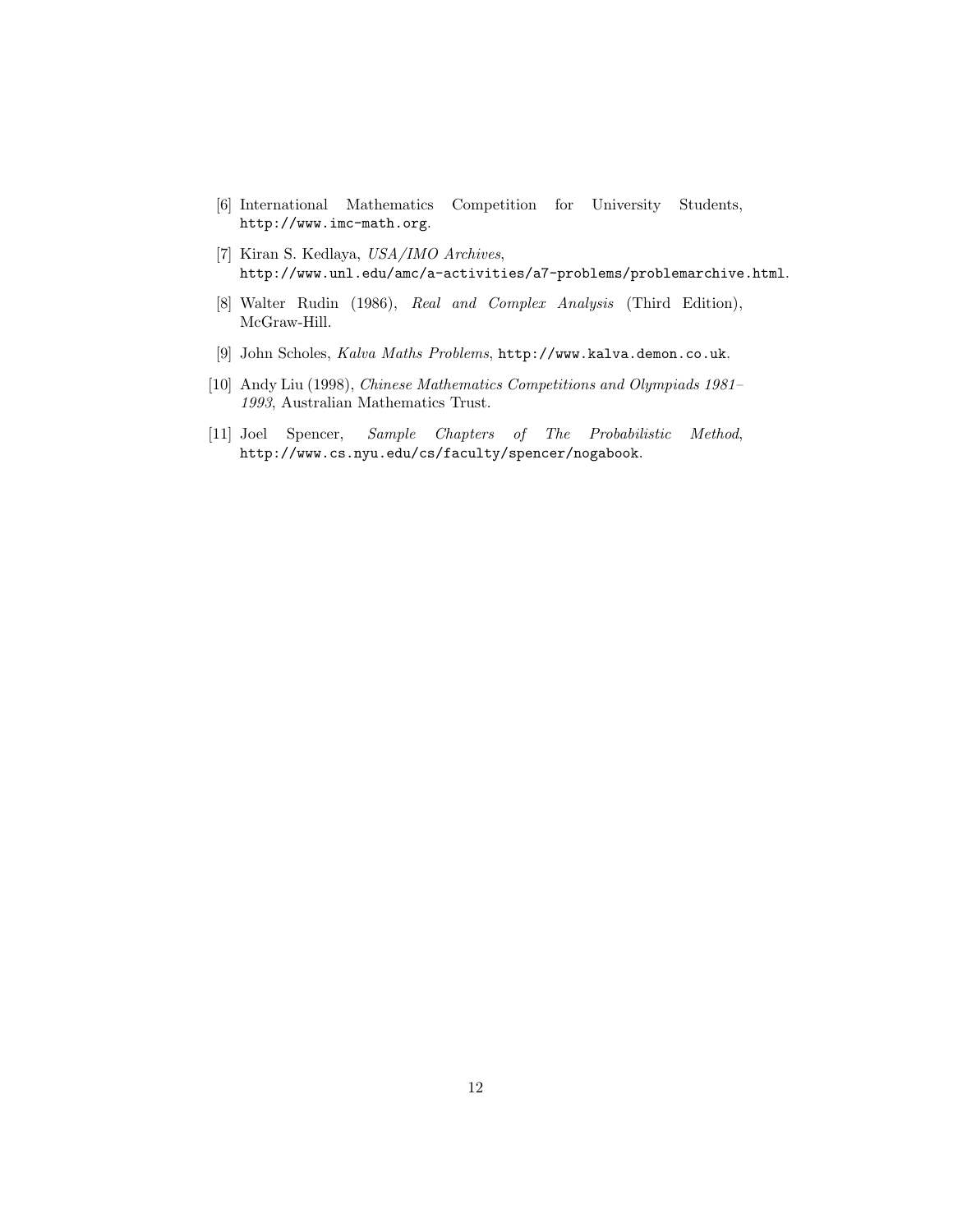[6] International Mathematics Competition for University Students, `http://www.imc-math.org`.

[7] Kiran S. Kedlaya, *USA/IMO Archives*, `http://www.unl.edu/amc/a-activities/a7-problems/problemarchive.html`.

[8] Walter Rudin (1986), *Real and Complex Analysis* (Third Edition), McGraw-Hill.

[9] John Scholes, *Kalva Maths Problems*, `http://www.kalva.demon.co.uk`.

[10] Andy Liu (1998), *Chinese Mathematics Competitions and Olympiads 1981–1993*, Australian Mathematics Trust.

[11] Joel Spencer, *Sample Chapters of The Probabilistic Method*, `http://www.cs.nyu.edu/cs/faculty/spencer/nogabook`.